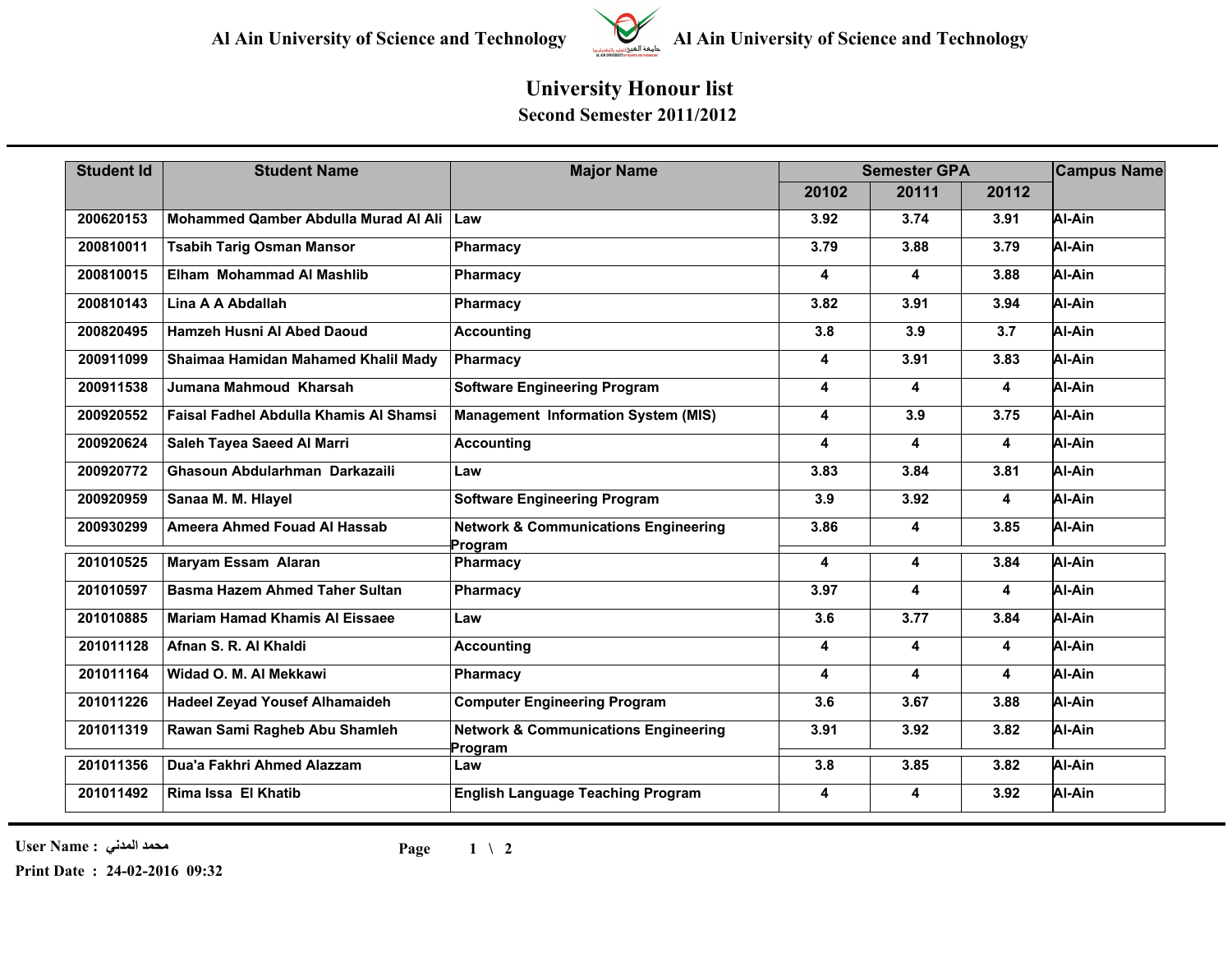Al Ain University of Science and Technology

# University Honour list

## Second Semester 2011/2012

| Student Id | Student Name | Major Name | Semester GPA | | | Campus Name |
|---|---|---|---|---|---|---|
| | | | 20102 | 20111 | 20112 | |
| 200620153 | Mohammed Qamber Abdulla Murad Al Ali | Law | 3.92 | 3.74 | 3.91 | Al-Ain |
| 200810011 | Tsabih Tarig Osman Mansor | Pharmacy | 3.79 | 3.88 | 3.79 | Al-Ain |
| 200810015 | Elham Mohammad Al Mashlib | Pharmacy | 4 | 4 | 3.88 | Al-Ain |
| 200810143 | Lina A A Abdallah | Pharmacy | 3.82 | 3.91 | 3.94 | Al-Ain |
| 200820495 | Hamzeh Husni Al Abed Daoud | Accounting | 3.8 | 3.9 | 3.7 | Al-Ain |
| 200911099 | Shaimaa Hamidan Mahamed Khalil Mady | Pharmacy | 4 | 3.91 | 3.83 | Al-Ain |
| 200911538 | Jumana Mahmoud Kharsah | Software Engineering Program | 4 | 4 | 4 | Al-Ain |
| 200920552 | Faisal Fadhel Abdulla Khamis Al Shamsi | Management Information System (MIS) | 4 | 3.9 | 3.75 | Al-Ain |
| 200920624 | Saleh Tayea Saeed Al Marri | Accounting | 4 | 4 | 4 | Al-Ain |
| 200920772 | Ghasoun Abdularhman Darkazaili | Law | 3.83 | 3.84 | 3.81 | Al-Ain |
| 200920959 | Sanaa M. M. Hlayel | Software Engineering Program | 3.9 | 3.92 | 4 | Al-Ain |
| 200930299 | Ameera Ahmed Fouad Al Hassab | Network & Communications Engineering Program | 3.86 | 4 | 3.85 | Al-Ain |
| 201010525 | Maryam Essam Alaran | Pharmacy | 4 | 4 | 3.84 | Al-Ain |
| 201010597 | Basma Hazem Ahmed Taher Sultan | Pharmacy | 3.97 | 4 | 4 | Al-Ain |
| 201010885 | Mariam Hamad Khamis Al Eissaee | Law | 3.6 | 3.77 | 3.84 | Al-Ain |
| 201011128 | Afnan S. R. Al Khaldi | Accounting | 4 | 4 | 4 | Al-Ain |
| 201011164 | Widad O. M. Al Mekkawi | Pharmacy | 4 | 4 | 4 | Al-Ain |
| 201011226 | Hadeel Zeyad Yousef Alhamaideh | Computer Engineering Program | 3.6 | 3.67 | 3.88 | Al-Ain |
| 201011319 | Rawan Sami Ragheb Abu Shamleh | Network & Communications Engineering Program | 3.91 | 3.92 | 3.82 | Al-Ain |
| 201011356 | Dua'a Fakhri Ahmed Alazzam | Law | 3.8 | 3.85 | 3.82 | Al-Ain |
| 201011492 | Rima Issa El Khatib | English Language Teaching Program | 4 | 4 | 3.92 | Al-Ain |

User Name : محمد المدني

Print Date : 24-02-2016 09:32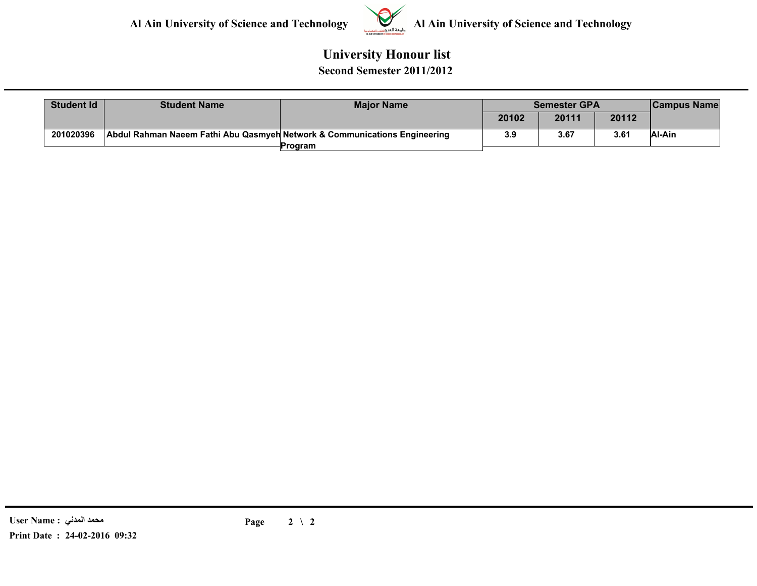# University Honour list

## Second Semester 2011/2012

| Student Id | Student Name | Major Name | Semester GPA | | | Campus Name |
|---|---|---|---|---|---|---|
| | | | 20102 | 20111 | 20112 | |
| 201020396 | Abdul Rahman Naeem Fathi Abu Qasmyeh | Network & Communications Engineering Program | 3.9 | 3.67 | 3.61 | Al-Ain |

User Name : محمد المدني

Print Date : 24-02-2016 09:32